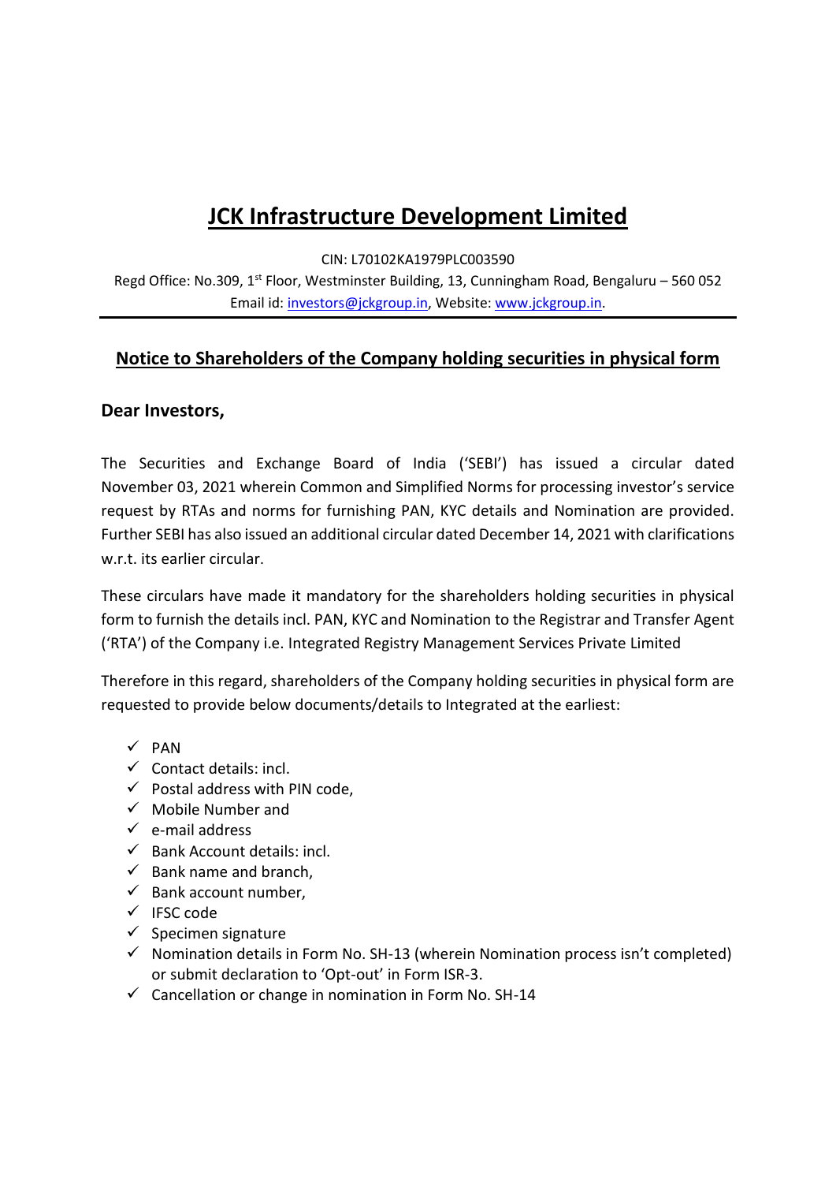// JCK Infrastructure Development Limited

CIN: L70102KA1979PLC003590

Regd Office: No.309, 1st Floor, Westminster Building, 13, Cunningham Road, Bengaluru – 560 052

Email id: investors@jckgroup.in, Website: www.jckgroup.in.

---

## Notice to Shareholders of the Company holding securities in physical form

**Dear Investors,**

The Securities and Exchange Board of India ('SEBI') has issued a circular dated November 03, 2021 wherein Common and Simplified Norms for processing investor's service request by RTAs and norms for furnishing PAN, KYC details and Nomination are provided. Further SEBI has also issued an additional circular dated December 14, 2021 with clarifications w.r.t. its earlier circular.

These circulars have made it mandatory for the shareholders holding securities in physical form to furnish the details incl. PAN, KYC and Nomination to the Registrar and Transfer Agent ('RTA') of the Company i.e. Integrated Registry Management Services Private Limited

Therefore in this regard, shareholders of the Company holding securities in physical form are requested to provide below documents/details to Integrated at the earliest:

- ✓ PAN
- ✓ Contact details: incl.
- ✓ Postal address with PIN code,
- ✓ Mobile Number and
- ✓ e-mail address
- ✓ Bank Account details: incl.
- ✓ Bank name and branch,
- ✓ Bank account number,
- ✓ IFSC code
- ✓ Specimen signature
- ✓ Nomination details in Form No. SH-13 (wherein Nomination process isn't completed) or submit declaration to 'Opt-out' in Form ISR-3.
- ✓ Cancellation or change in nomination in Form No. SH-14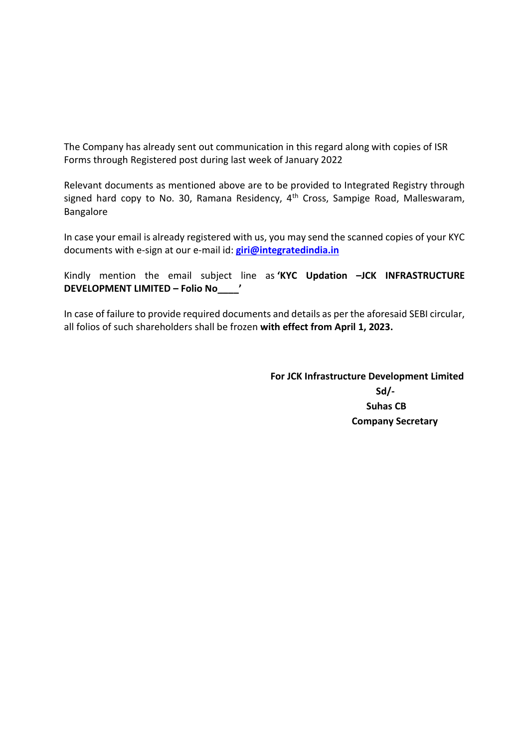The Company has already sent out communication in this regard along with copies of ISR Forms through Registered post during last week of January 2022

Relevant documents as mentioned above are to be provided to Integrated Registry through signed hard copy to No. 30, Ramana Residency, 4th Cross, Sampige Road, Malleswaram, Bangalore

In case your email is already registered with us, you may send the scanned copies of your KYC documents with e-sign at our e-mail id: **giri@integratedindia.in**

Kindly mention the email subject line as **'KYC Updation –JCK INFRASTRUCTURE DEVELOPMENT LIMITED – Folio No____'**

In case of failure to provide required documents and details as per the aforesaid SEBI circular, all folios of such shareholders shall be frozen **with effect from April 1, 2023.**

**For JCK Infrastructure Development Limited**

**Sd/-**

**Suhas CB**

**Company Secretary**